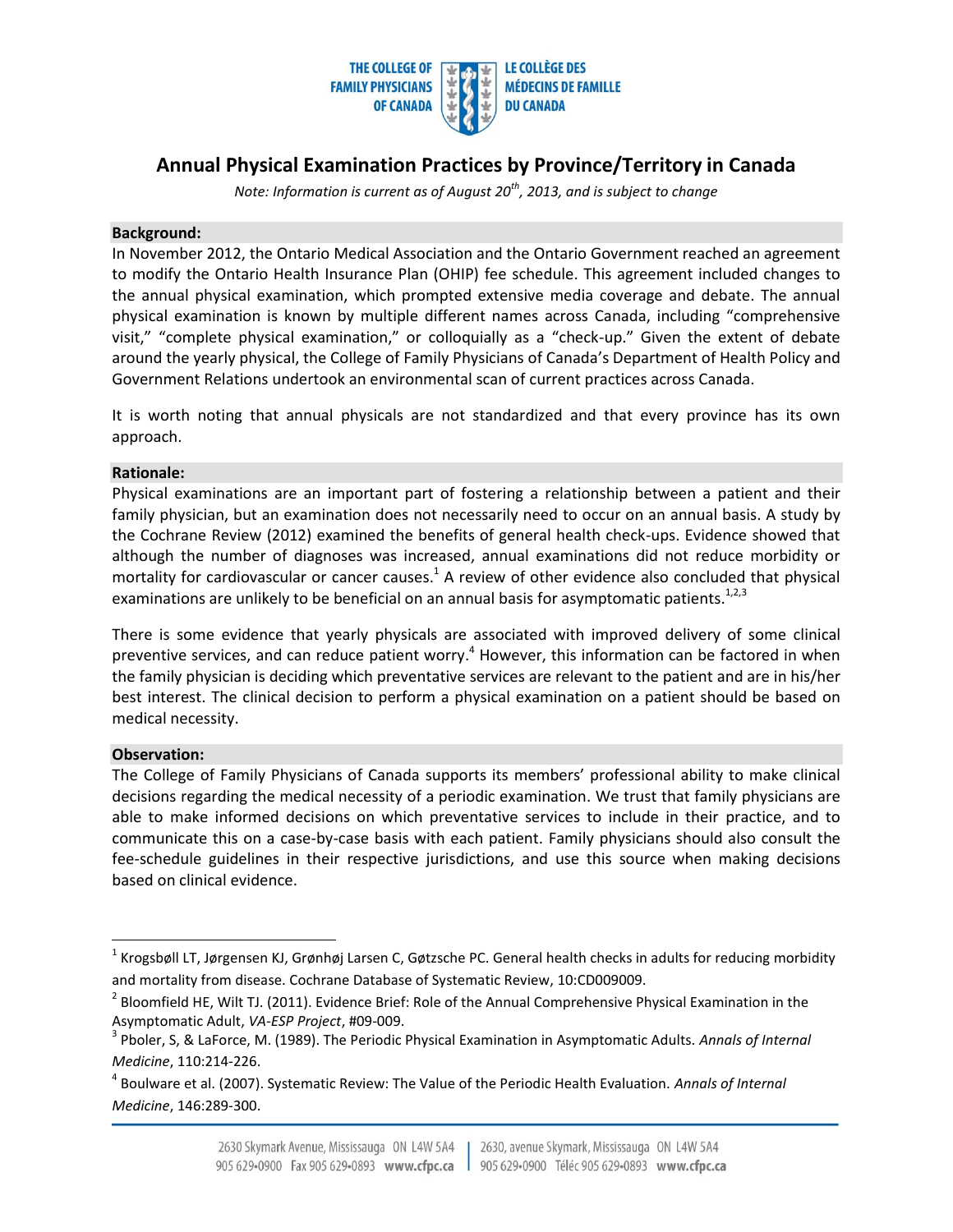THE COLLEGE OF FAMILY PHYSICIANS OF CANADA | LE COLLÈGE DES MÉDECINS DE FAMILLE DU CANADA

# Annual Physical Examination Practices by Province/Territory in Canada

*Note: Information is current as of August 20th, 2013, and is subject to change*

## Background:

In November 2012, the Ontario Medical Association and the Ontario Government reached an agreement to modify the Ontario Health Insurance Plan (OHIP) fee schedule. This agreement included changes to the annual physical examination, which prompted extensive media coverage and debate. The annual physical examination is known by multiple different names across Canada, including "comprehensive visit," "complete physical examination," or colloquially as a "check-up." Given the extent of debate around the yearly physical, the College of Family Physicians of Canada's Department of Health Policy and Government Relations undertook an environmental scan of current practices across Canada.

It is worth noting that annual physicals are not standardized and that every province has its own approach.

## Rationale:

Physical examinations are an important part of fostering a relationship between a patient and their family physician, but an examination does not necessarily need to occur on an annual basis. A study by the Cochrane Review (2012) examined the benefits of general health check-ups. Evidence showed that although the number of diagnoses was increased, annual examinations did not reduce morbidity or mortality for cardiovascular or cancer causes.[1] A review of other evidence also concluded that physical examinations are unlikely to be beneficial on an annual basis for asymptomatic patients.[1,2,3]

There is some evidence that yearly physicals are associated with improved delivery of some clinical preventive services, and can reduce patient worry.[4] However, this information can be factored in when the family physician is deciding which preventative services are relevant to the patient and are in his/her best interest. The clinical decision to perform a physical examination on a patient should be based on medical necessity.

## Observation:

The College of Family Physicians of Canada supports its members' professional ability to make clinical decisions regarding the medical necessity of a periodic examination. We trust that family physicians are able to make informed decisions on which preventative services to include in their practice, and to communicate this on a case-by-case basis with each patient. Family physicians should also consult the fee-schedule guidelines in their respective jurisdictions, and use this source when making decisions based on clinical evidence.

---

[1] Krogsbøll LT, Jørgensen KJ, Grønhøj Larsen C, Gøtzsche PC. General health checks in adults for reducing morbidity and mortality from disease. Cochrane Database of Systematic Review, 10:CD009009.

[2] Bloomfield HE, Wilt TJ. (2011). Evidence Brief: Role of the Annual Comprehensive Physical Examination in the Asymptomatic Adult, *VA-ESP Project*, #09-009.

[3] Pboler, S, & LaForce, M. (1989). The Periodic Physical Examination in Asymptomatic Adults. *Annals of Internal Medicine*, 110:214-226.

[4] Boulware et al. (2007). Systematic Review: The Value of the Periodic Health Evaluation. *Annals of Internal Medicine*, 146:289-300.

2630 Skymark Avenue, Mississauga ON L4W 5A4 905 629•0900 Fax 905 629•0893 www.cfpc.ca | 2630, avenue Skymark, Mississauga ON L4W 5A4 905 629•0900 Téléc 905 629•0893 www.cfpc.ca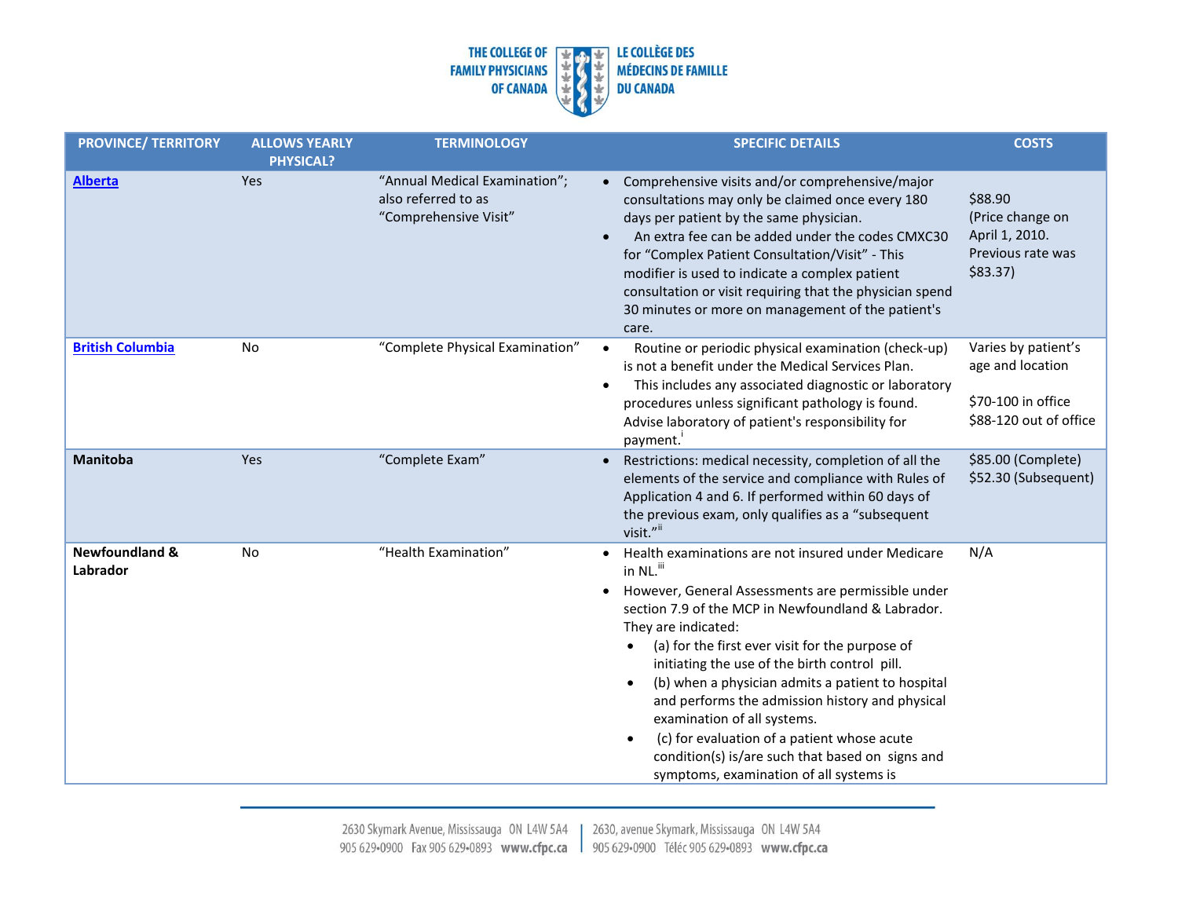| PROVINCE/ TERRITORY | ALLOWS YEARLY PHYSICAL? | TERMINOLOGY | SPECIFIC DETAILS | COSTS |
|---|---|---|---|---|
| **Alberta** | Yes | "Annual Medical Examination"; also referred to as "Comprehensive Visit" | • Comprehensive visits and/or comprehensive/major consultations may only be claimed once every 180 days per patient by the same physician.<br>• An extra fee can be added under the codes CMXC30 for "Complex Patient Consultation/Visit" - This modifier is used to indicate a complex patient consultation or visit requiring that the physician spend 30 minutes or more on management of the patient's care. | $88.90 (Price change on April 1, 2010. Previous rate was $83.37) |
| **British Columbia** | No | "Complete Physical Examination" | • Routine or periodic physical examination (check-up) is not a benefit under the Medical Services Plan.<br>• This includes any associated diagnostic or laboratory procedures unless significant pathology is found. Advise laboratory of patient's responsibility for payment.[i] | Varies by patient's age and location<br><br>$70-100 in office<br>$88-120 out of office |
| **Manitoba** | Yes | "Complete Exam" | • Restrictions: medical necessity, completion of all the elements of the service and compliance with Rules of Application 4 and 6. If performed within 60 days of the previous exam, only qualifies as a "subsequent visit."[ii] | $85.00 (Complete)<br>$52.30 (Subsequent) |
| **Newfoundland & Labrador** | No | "Health Examination" | • Health examinations are not insured under Medicare in NL.[iii]<br>• However, General Assessments are permissible under section 7.9 of the MCP in Newfoundland & Labrador. They are indicated:<br>  • (a) for the first ever visit for the purpose of initiating the use of the birth control pill.<br>  • (b) when a physician admits a patient to hospital and performs the admission history and physical examination of all systems.<br>  • (c) for evaluation of a patient whose acute condition(s) is/are such that based on signs and symptoms, examination of all systems is | N/A |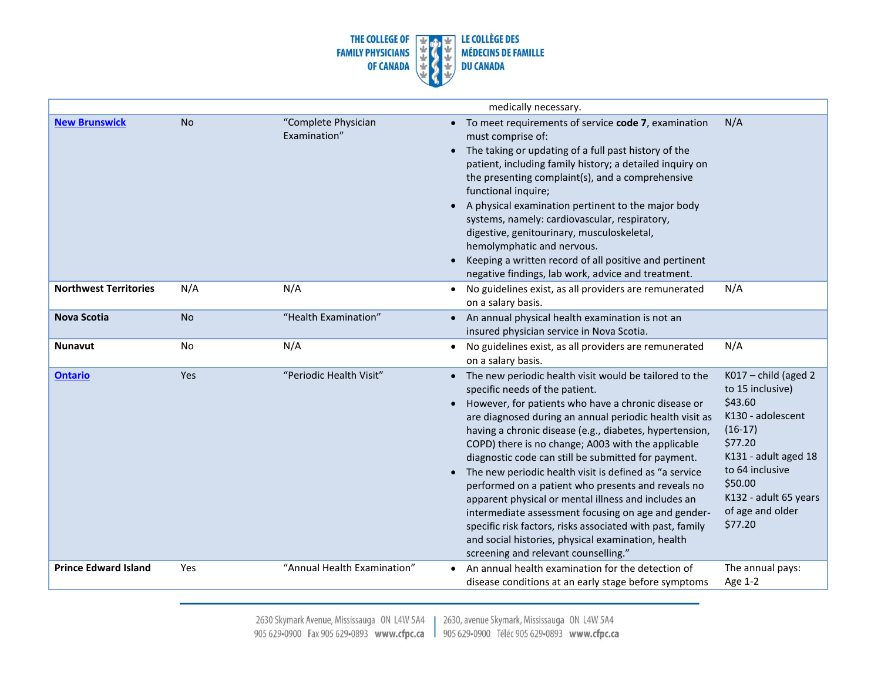| | | | | |
|---|---|---|---|---|
| | | | medically necessary. | |
| **New Brunswick** | No | "Complete Physician Examination" | • To meet requirements of service **code 7**, examination must comprise of:<br>• The taking or updating of a full past history of the patient, including family history; a detailed inquiry on the presenting complaint(s), and a comprehensive functional inquire;<br>• A physical examination pertinent to the major body systems, namely: cardiovascular, respiratory, digestive, genitourinary, musculoskeletal, hemolymphatic and nervous.<br>• Keeping a written record of all positive and pertinent negative findings, lab work, advice and treatment. | N/A |
| **Northwest Territories** | N/A | N/A | • No guidelines exist, as all providers are remunerated on a salary basis. | N/A |
| **Nova Scotia** | No | "Health Examination" | • An annual physical health examination is not an insured physician service in Nova Scotia. | |
| **Nunavut** | No | N/A | • No guidelines exist, as all providers are remunerated on a salary basis. | N/A |
| **Ontario** | Yes | "Periodic Health Visit" | • The new periodic health visit would be tailored to the specific needs of the patient.<br>• However, for patients who have a chronic disease or are diagnosed during an annual periodic health visit as having a chronic disease (e.g., diabetes, hypertension, COPD) there is no change; A003 with the applicable diagnostic code can still be submitted for payment.<br>• The new periodic health visit is defined as "a service performed on a patient who presents and reveals no apparent physical or mental illness and includes an intermediate assessment focusing on age and gender-specific risk factors, risks associated with past, family and social histories, physical examination, health screening and relevant counselling." | K017 – child (aged 2 to 15 inclusive) $43.60<br>K130 - adolescent (16-17) $77.20<br>K131 - adult aged 18 to 64 inclusive $50.00<br>K132 - adult 65 years of age and older $77.20 |
| **Prince Edward Island** | Yes | "Annual Health Examination" | • An annual health examination for the detection of disease conditions at an early stage before symptoms | The annual pays:<br>Age 1-2 |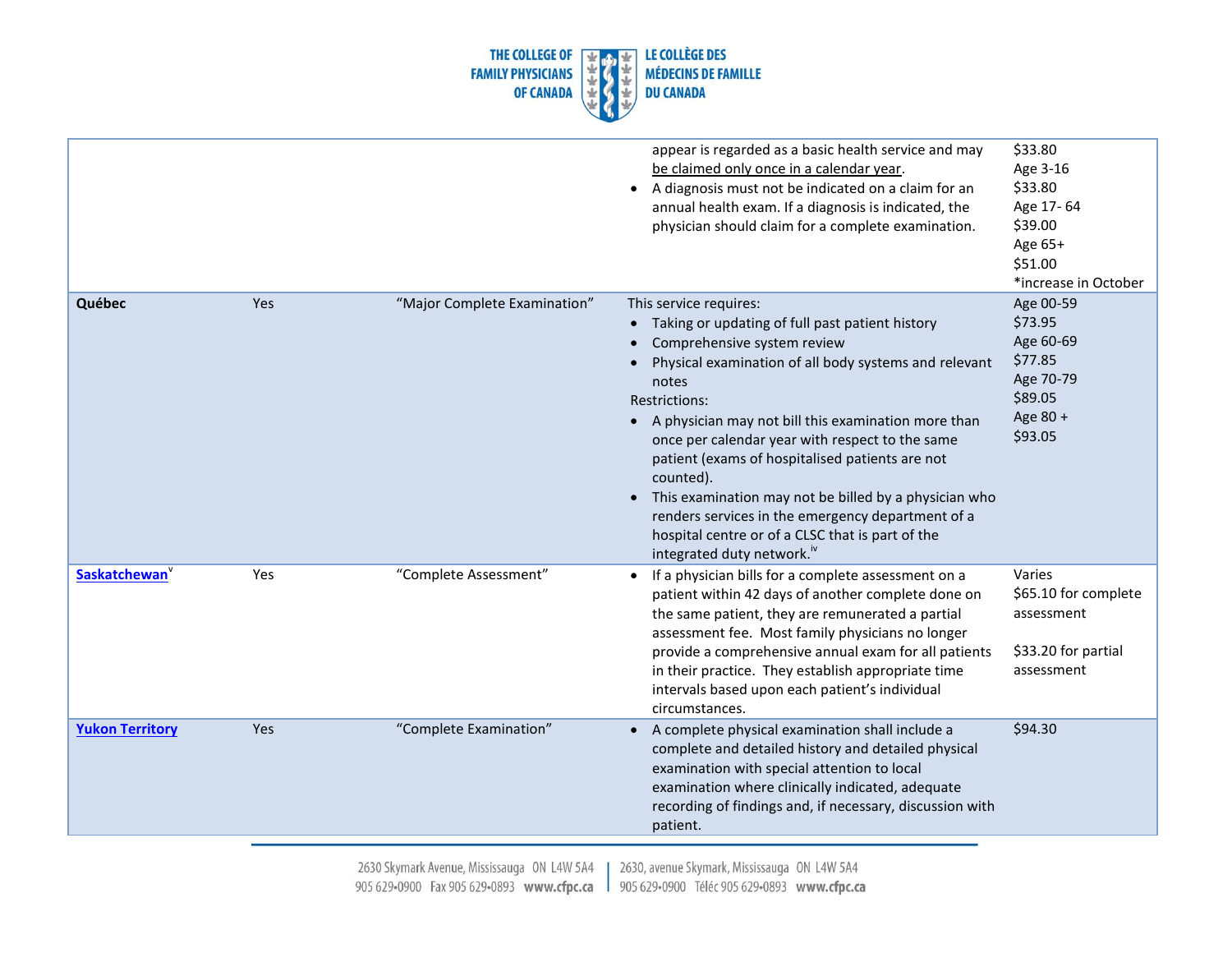| | | | | |
|---|---|---|---|---|
| | | | appear is regarded as a basic health service and may be claimed only once in a calendar year.<br>• A diagnosis must not be indicated on a claim for an annual health exam. If a diagnosis is indicated, the physician should claim for a complete examination. | \$33.80<br>Age 3-16<br>\$33.80<br>Age 17- 64<br>\$39.00<br>Age 65+<br>\$51.00<br>*increase in October |
| **Québec** | Yes | "Major Complete Examination" | This service requires:<br>• Taking or updating of full past patient history<br>• Comprehensive system review<br>• Physical examination of all body systems and relevant notes<br>Restrictions:<br>• A physician may not bill this examination more than once per calendar year with respect to the same patient (exams of hospitalised patients are not counted).<br>• This examination may not be billed by a physician who renders services in the emergency department of a hospital centre or of a CLSC that is part of the integrated duty network.[iv] | Age 00-59<br>\$73.95<br>Age 60-69<br>\$77.85<br>Age 70-79<br>\$89.05<br>Age 80 +<br>\$93.05 |
| **Saskatchewan**[v] | Yes | "Complete Assessment" | • If a physician bills for a complete assessment on a patient within 42 days of another complete done on the same patient, they are remunerated a partial assessment fee. Most family physicians no longer provide a comprehensive annual exam for all patients in their practice. They establish appropriate time intervals based upon each patient's individual circumstances. | Varies<br>\$65.10 for complete assessment<br><br>\$33.20 for partial assessment |
| **Yukon Territory** | Yes | "Complete Examination" | • A complete physical examination shall include a complete and detailed history and detailed physical examination with special attention to local examination where clinically indicated, adequate recording of findings and, if necessary, discussion with patient. | \$94.30 |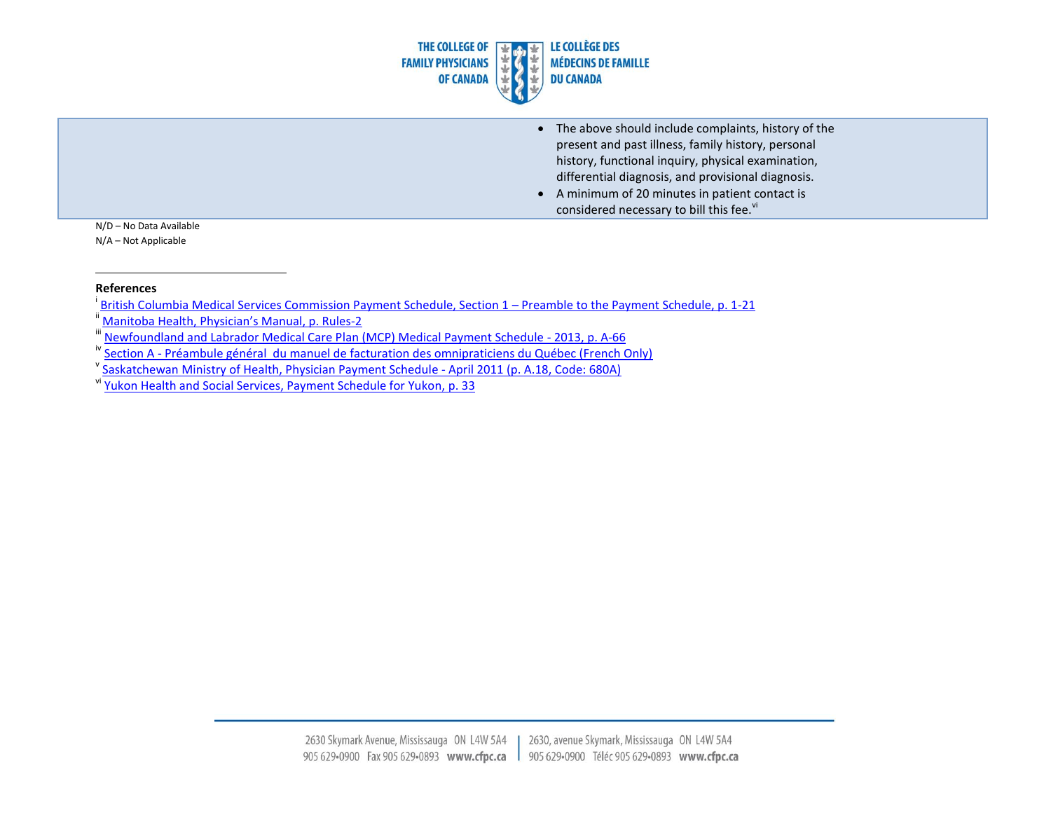| | | |
|---|---|---|
| | | • The above should include complaints, history of the present and past illness, family history, personal history, functional inquiry, physical examination, differential diagnosis, and provisional diagnosis.<br>• A minimum of 20 minutes in patient contact is considered necessary to bill this fee.[vi] |

N/D – No Data Available
N/A – Not Applicable

**References**

[i] British Columbia Medical Services Commission Payment Schedule, Section 1 – Preamble to the Payment Schedule, p. 1-21
[ii] Manitoba Health, Physician's Manual, p. Rules-2
[iii] Newfoundland and Labrador Medical Care Plan (MCP) Medical Payment Schedule - 2013, p. A-66
[iv] Section A - Préambule général du manuel de facturation des omnipraticiens du Québec (French Only)
[v] Saskatchewan Ministry of Health, Physician Payment Schedule - April 2011 (p. A.18, Code: 680A)
[vi] Yukon Health and Social Services, Payment Schedule for Yukon, p. 33